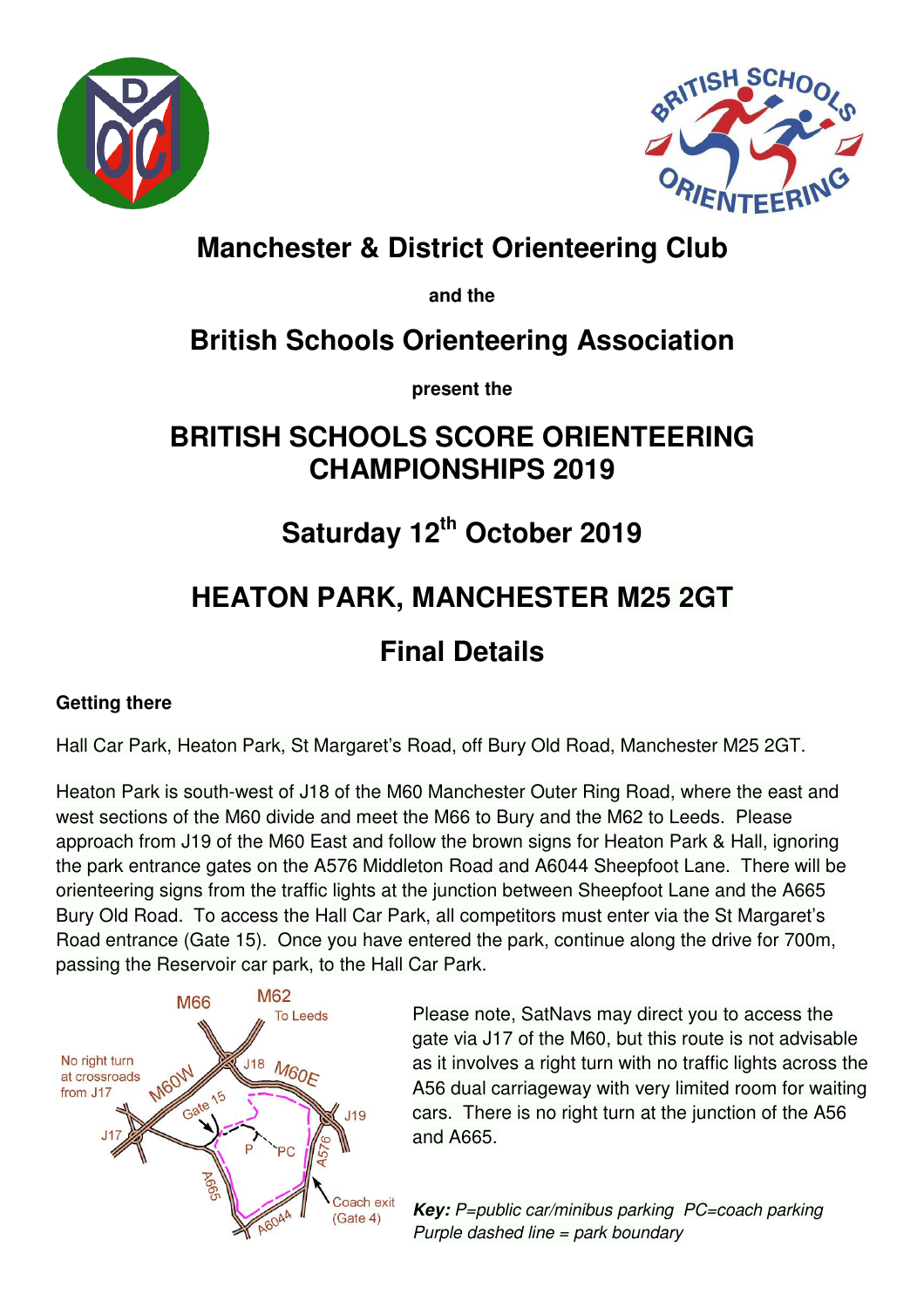# Manchester & District Orienteering Club

**and the**

# British Schools Orienteering Association

**present the**

# BRITISH SCHOOLS SCORE ORIENTEERING CHAMPIONSHIPS 2019

## Saturday 12th October 2019

## HEATON PARK, MANCHESTER M25 2GT

## Final Details

**Getting there**

Hall Car Park, Heaton Park, St Margaret's Road, off Bury Old Road, Manchester M25 2GT.

Heaton Park is south-west of J18 of the M60 Manchester Outer Ring Road, where the east and west sections of the M60 divide and meet the M66 to Bury and the M62 to Leeds. Please approach from J19 of the M60 East and follow the brown signs for Heaton Park & Hall, ignoring the park entrance gates on the A576 Middleton Road and A6044 Sheepfoot Lane. There will be orienteering signs from the traffic lights at the junction between Sheepfoot Lane and the A665 Bury Old Road. To access the Hall Car Park, all competitors must enter via the St Margaret's Road entrance (Gate 15). Once you have entered the park, continue along the drive for 700m, passing the Reservoir car park, to the Hall Car Park.

Please note, SatNavs may direct you to access the gate via J17 of the M60, but this route is not advisable as it involves a right turn with no traffic lights across the A56 dual carriageway with very limited room for waiting cars. There is no right turn at the junction of the A56 and A665.

***Key:*** *P=public car/minibus parking PC=coach parking*
*Purple dashed line = park boundary*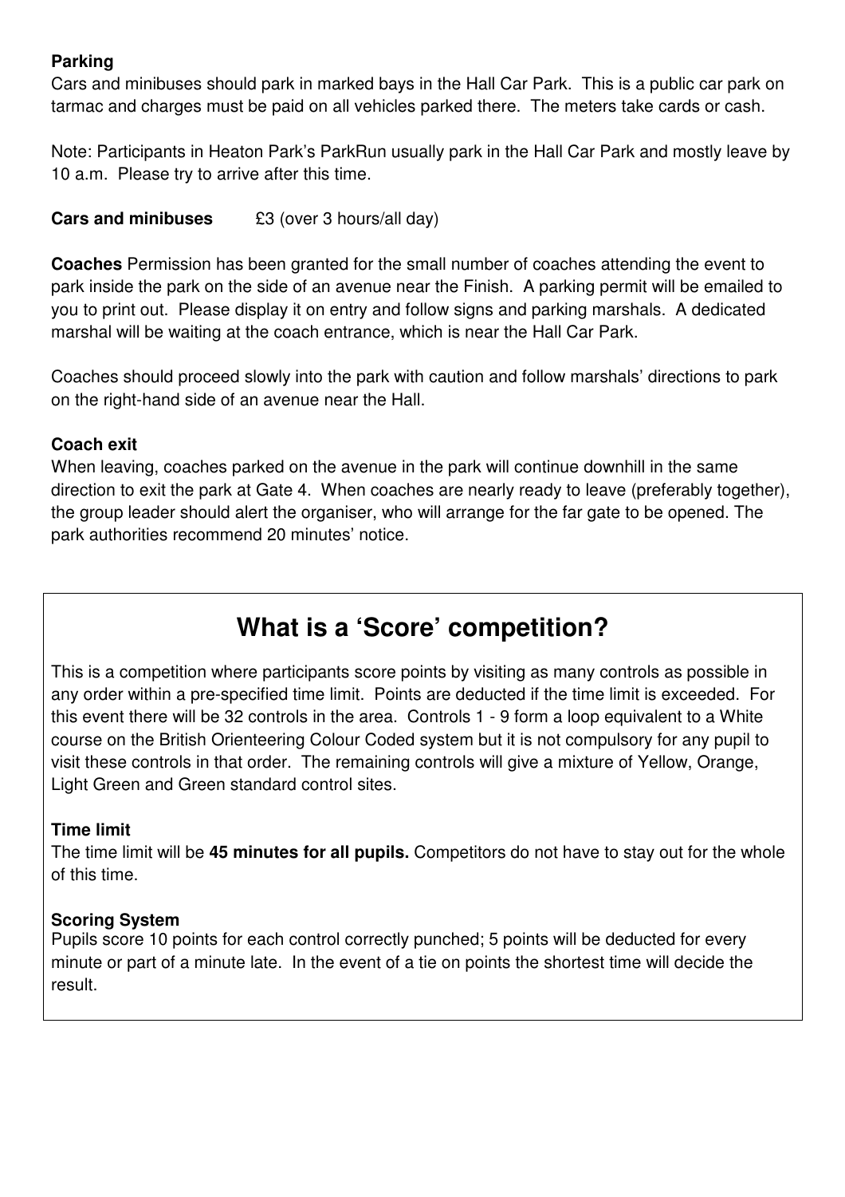**Parking**

Cars and minibuses should park in marked bays in the Hall Car Park. This is a public car park on tarmac and charges must be paid on all vehicles parked there. The meters take cards or cash.

Note: Participants in Heaton Park's ParkRun usually park in the Hall Car Park and mostly leave by 10 a.m. Please try to arrive after this time.

**Cars and minibuses** £3 (over 3 hours/all day)

**Coaches** Permission has been granted for the small number of coaches attending the event to park inside the park on the side of an avenue near the Finish. A parking permit will be emailed to you to print out. Please display it on entry and follow signs and parking marshals. A dedicated marshal will be waiting at the coach entrance, which is near the Hall Car Park.

Coaches should proceed slowly into the park with caution and follow marshals' directions to park on the right-hand side of an avenue near the Hall.

**Coach exit**

When leaving, coaches parked on the avenue in the park will continue downhill in the same direction to exit the park at Gate 4. When coaches are nearly ready to leave (preferably together), the group leader should alert the organiser, who will arrange for the far gate to be opened. The park authorities recommend 20 minutes' notice.

## What is a 'Score' competition?

This is a competition where participants score points by visiting as many controls as possible in any order within a pre-specified time limit. Points are deducted if the time limit is exceeded. For this event there will be 32 controls in the area. Controls 1 - 9 form a loop equivalent to a White course on the British Orienteering Colour Coded system but it is not compulsory for any pupil to visit these controls in that order. The remaining controls will give a mixture of Yellow, Orange, Light Green and Green standard control sites.

**Time limit**

The time limit will be **45 minutes for all pupils.** Competitors do not have to stay out for the whole of this time.

**Scoring System**

Pupils score 10 points for each control correctly punched; 5 points will be deducted for every minute or part of a minute late. In the event of a tie on points the shortest time will decide the result.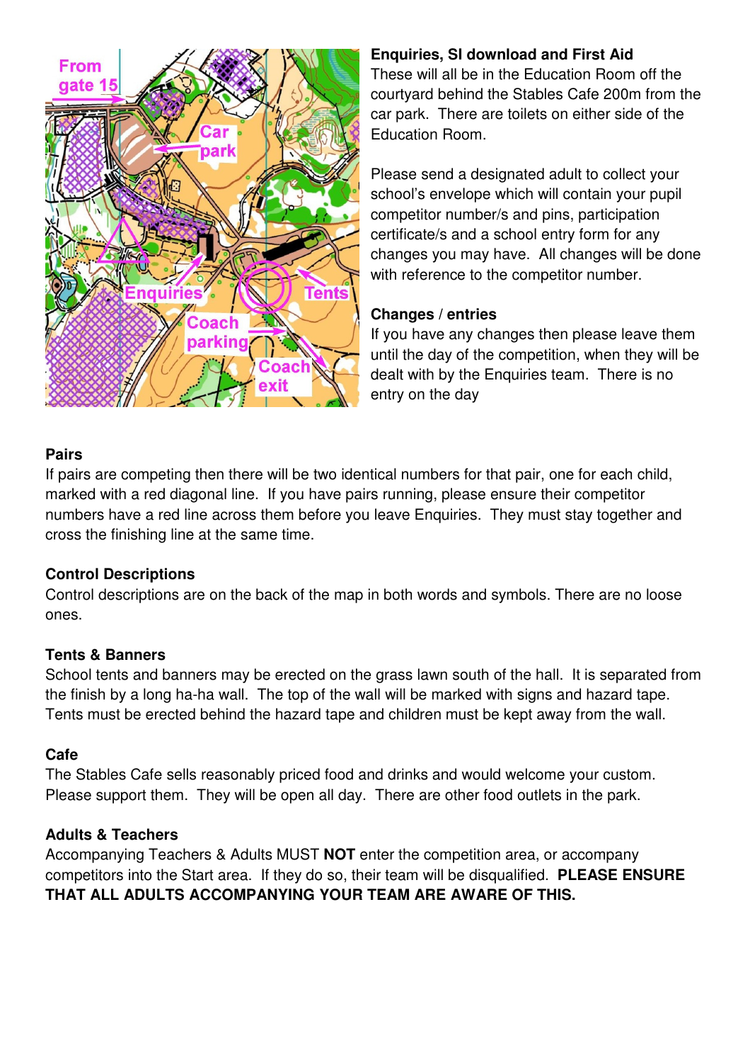From gate 15

Car park

Enquiries

Tents

Coach parking

Coach exit

**Enquiries, SI download and First Aid**
These will all be in the Education Room off the courtyard behind the Stables Cafe 200m from the car park. There are toilets on either side of the Education Room.

Please send a designated adult to collect your school's envelope which will contain your pupil competitor number/s and pins, participation certificate/s and a school entry form for any changes you may have. All changes will be done with reference to the competitor number.

**Changes / entries**
If you have any changes then please leave them until the day of the competition, when they will be dealt with by the Enquiries team. There is no entry on the day

**Pairs**
If pairs are competing then there will be two identical numbers for that pair, one for each child, marked with a red diagonal line. If you have pairs running, please ensure their competitor numbers have a red line across them before you leave Enquiries. They must stay together and cross the finishing line at the same time.

**Control Descriptions**
Control descriptions are on the back of the map in both words and symbols. There are no loose ones.

**Tents & Banners**
School tents and banners may be erected on the grass lawn south of the hall. It is separated from the finish by a long ha-ha wall. The top of the wall will be marked with signs and hazard tape. Tents must be erected behind the hazard tape and children must be kept away from the wall.

**Cafe**
The Stables Cafe sells reasonably priced food and drinks and would welcome your custom. Please support them. They will be open all day. There are other food outlets in the park.

**Adults & Teachers**
Accompanying Teachers & Adults MUST **NOT** enter the competition area, or accompany competitors into the Start area. If they do so, their team will be disqualified. **PLEASE ENSURE THAT ALL ADULTS ACCOMPANYING YOUR TEAM ARE AWARE OF THIS.**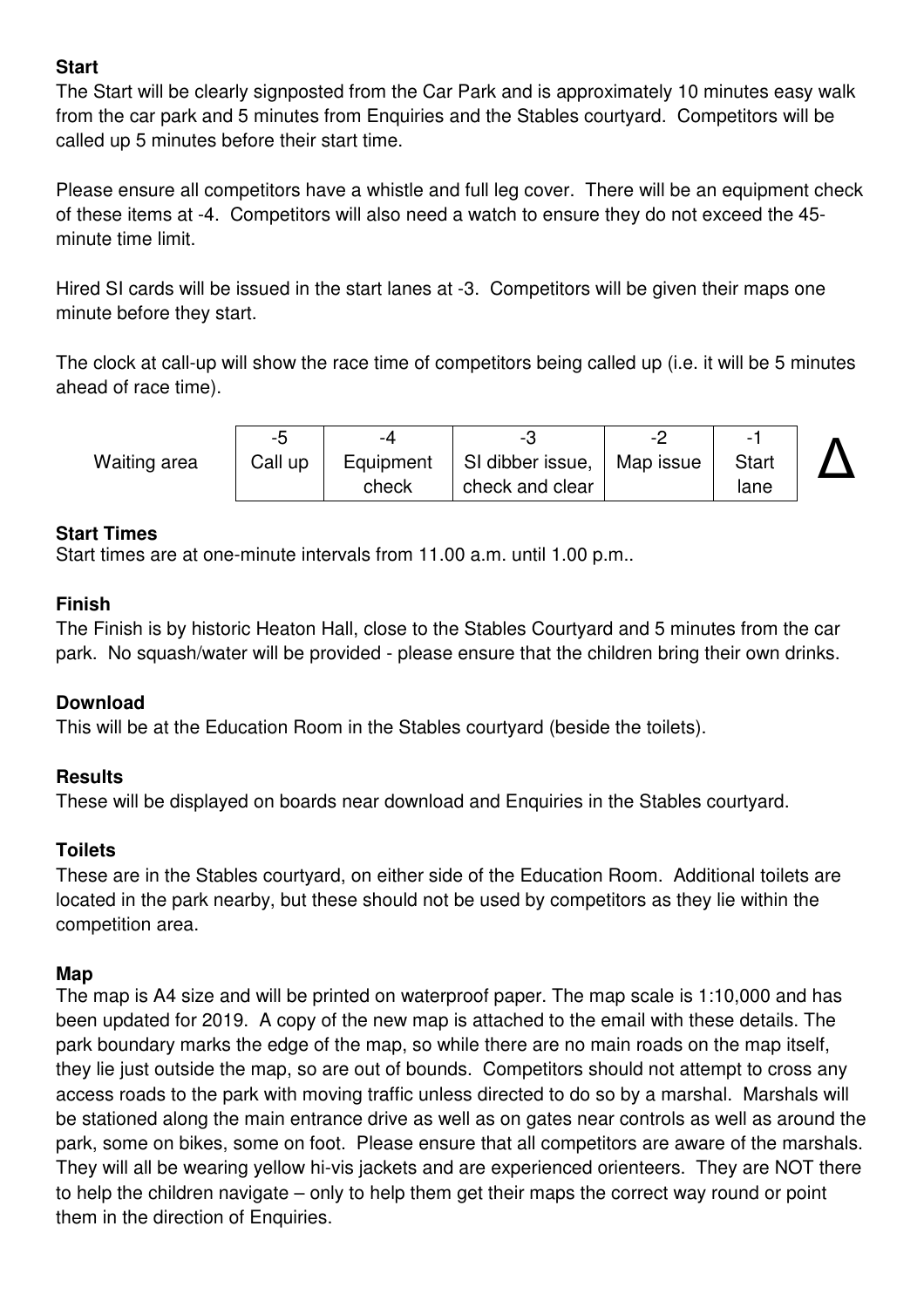### Start

The Start will be clearly signposted from the Car Park and is approximately 10 minutes easy walk from the car park and 5 minutes from Enquiries and the Stables courtyard. Competitors will be called up 5 minutes before their start time.

Please ensure all competitors have a whistle and full leg cover. There will be an equipment check of these items at -4. Competitors will also need a watch to ensure they do not exceed the 45-minute time limit.

Hired SI cards will be issued in the start lanes at -3. Competitors will be given their maps one minute before they start.

The clock at call-up will show the race time of competitors being called up (i.e. it will be 5 minutes ahead of race time).

| | -5 | -4 | -3 | -2 | -1 | |
|---|---|---|---|---|---|---|
| Waiting area | Call up | Equipment check | SI dibber issue, check and clear | Map issue | Start lane | Δ |

### Start Times

Start times are at one-minute intervals from 11.00 a.m. until 1.00 p.m..

### Finish

The Finish is by historic Heaton Hall, close to the Stables Courtyard and 5 minutes from the car park. No squash/water will be provided - please ensure that the children bring their own drinks.

### Download

This will be at the Education Room in the Stables courtyard (beside the toilets).

### Results

These will be displayed on boards near download and Enquiries in the Stables courtyard.

### Toilets

These are in the Stables courtyard, on either side of the Education Room. Additional toilets are located in the park nearby, but these should not be used by competitors as they lie within the competition area.

### Map

The map is A4 size and will be printed on waterproof paper. The map scale is 1:10,000 and has been updated for 2019. A copy of the new map is attached to the email with these details. The park boundary marks the edge of the map, so while there are no main roads on the map itself, they lie just outside the map, so are out of bounds. Competitors should not attempt to cross any access roads to the park with moving traffic unless directed to do so by a marshal. Marshals will be stationed along the main entrance drive as well as on gates near controls as well as around the park, some on bikes, some on foot. Please ensure that all competitors are aware of the marshals. They will all be wearing yellow hi-vis jackets and are experienced orienteers. They are NOT there to help the children navigate – only to help them get their maps the correct way round or point them in the direction of Enquiries.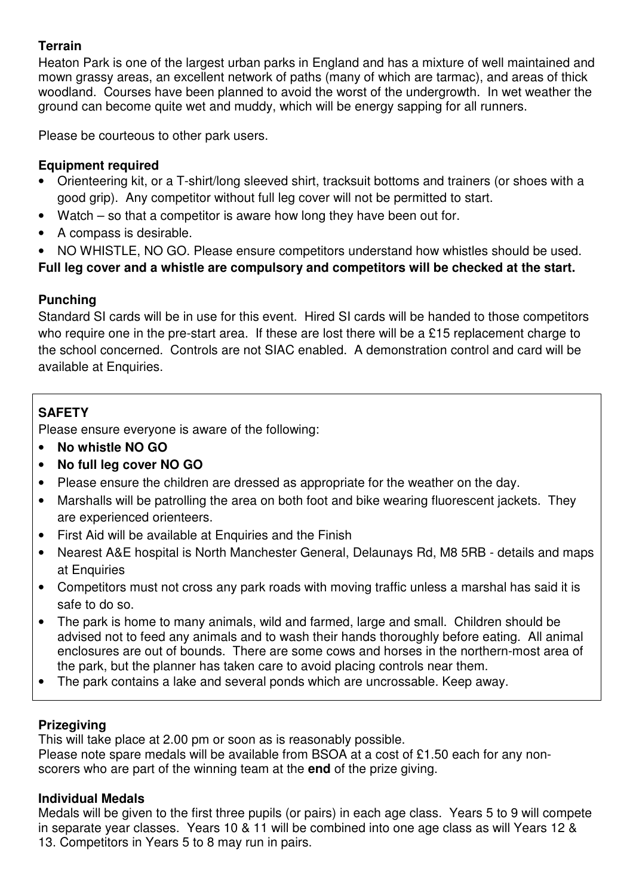**Terrain**

Heaton Park is one of the largest urban parks in England and has a mixture of well maintained and mown grassy areas, an excellent network of paths (many of which are tarmac), and areas of thick woodland. Courses have been planned to avoid the worst of the undergrowth. In wet weather the ground can become quite wet and muddy, which will be energy sapping for all runners.

Please be courteous to other park users.

**Equipment required**

- Orienteering kit, or a T-shirt/long sleeved shirt, tracksuit bottoms and trainers (or shoes with a good grip). Any competitor without full leg cover will not be permitted to start.
- Watch – so that a competitor is aware how long they have been out for.
- A compass is desirable.
- NO WHISTLE, NO GO. Please ensure competitors understand how whistles should be used.

**Full leg cover and a whistle are compulsory and competitors will be checked at the start.**

**Punching**

Standard SI cards will be in use for this event. Hired SI cards will be handed to those competitors who require one in the pre-start area. If these are lost there will be a £15 replacement charge to the school concerned. Controls are not SIAC enabled. A demonstration control and card will be available at Enquiries.

**SAFETY**

Please ensure everyone is aware of the following:

- **No whistle NO GO**
- **No full leg cover NO GO**
- Please ensure the children are dressed as appropriate for the weather on the day.
- Marshalls will be patrolling the area on both foot and bike wearing fluorescent jackets. They are experienced orienteers.
- First Aid will be available at Enquiries and the Finish
- Nearest A&E hospital is North Manchester General, Delaunays Rd, M8 5RB - details and maps at Enquiries
- Competitors must not cross any park roads with moving traffic unless a marshal has said it is safe to do so.
- The park is home to many animals, wild and farmed, large and small. Children should be advised not to feed any animals and to wash their hands thoroughly before eating. All animal enclosures are out of bounds. There are some cows and horses in the northern-most area of the park, but the planner has taken care to avoid placing controls near them.
- The park contains a lake and several ponds which are uncrossable. Keep away.

**Prizegiving**

This will take place at 2.00 pm or soon as is reasonably possible.
Please note spare medals will be available from BSOA at a cost of £1.50 each for any non-scorers who are part of the winning team at the **end** of the prize giving.

**Individual Medals**

Medals will be given to the first three pupils (or pairs) in each age class. Years 5 to 9 will compete in separate year classes. Years 10 & 11 will be combined into one age class as will Years 12 & 13. Competitors in Years 5 to 8 may run in pairs.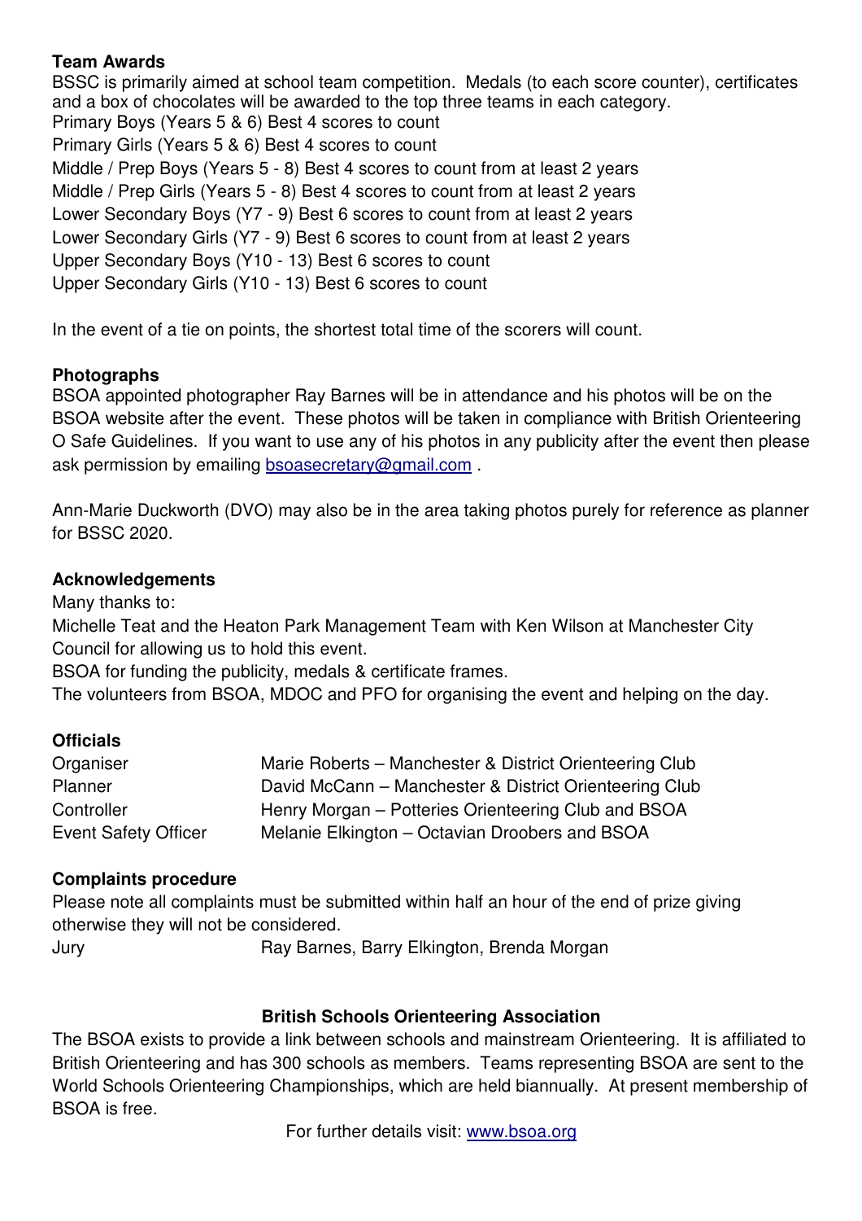## Team Awards

BSSC is primarily aimed at school team competition. Medals (to each score counter), certificates and a box of chocolates will be awarded to the top three teams in each category.

Primary Boys (Years 5 & 6) Best 4 scores to count
Primary Girls (Years 5 & 6) Best 4 scores to count
Middle / Prep Boys (Years 5 - 8) Best 4 scores to count from at least 2 years
Middle / Prep Girls (Years 5 - 8) Best 4 scores to count from at least 2 years
Lower Secondary Boys (Y7 - 9) Best 6 scores to count from at least 2 years
Lower Secondary Girls (Y7 - 9) Best 6 scores to count from at least 2 years
Upper Secondary Boys (Y10 - 13) Best 6 scores to count
Upper Secondary Girls (Y10 - 13) Best 6 scores to count

In the event of a tie on points, the shortest total time of the scorers will count.

## Photographs

BSOA appointed photographer Ray Barnes will be in attendance and his photos will be on the BSOA website after the event. These photos will be taken in compliance with British Orienteering O Safe Guidelines. If you want to use any of his photos in any publicity after the event then please ask permission by emailing bsoasecretary@gmail.com .

Ann-Marie Duckworth (DVO) may also be in the area taking photos purely for reference as planner for BSSC 2020.

## Acknowledgements

Many thanks to:
Michelle Teat and the Heaton Park Management Team with Ken Wilson at Manchester City Council for allowing us to hold this event.
BSOA for funding the publicity, medals & certificate frames.
The volunteers from BSOA, MDOC and PFO for organising the event and helping on the day.

## Officials

| | |
|---|---|
| Organiser | Marie Roberts – Manchester & District Orienteering Club |
| Planner | David McCann – Manchester & District Orienteering Club |
| Controller | Henry Morgan – Potteries Orienteering Club and BSOA |
| Event Safety Officer | Melanie Elkington – Octavian Droobers and BSOA |

## Complaints procedure

Please note all complaints must be submitted within half an hour of the end of prize giving otherwise they will not be considered.

| | |
|---|---|
| Jury | Ray Barnes, Barry Elkington, Brenda Morgan |

## British Schools Orienteering Association

The BSOA exists to provide a link between schools and mainstream Orienteering. It is affiliated to British Orienteering and has 300 schools as members. Teams representing BSOA are sent to the World Schools Orienteering Championships, which are held biannually. At present membership of BSOA is free.

For further details visit: www.bsoa.org